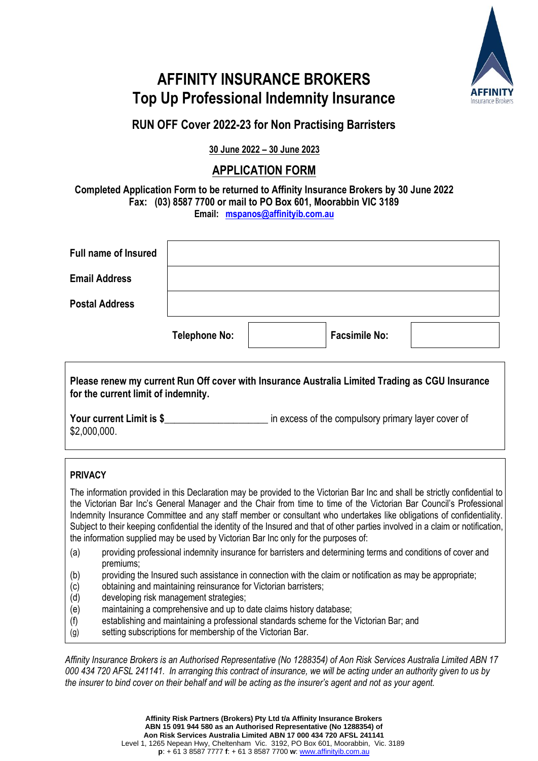# AFFINITY INSURANCE BROKERS
# Top Up Professional Indemnity Insurance

## RUN OFF Cover 2022-23 for Non Practising Barristers

**30 June 2022 – 30 June 2023**

## APPLICATION FORM

**Completed Application Form to be returned to Affinity Insurance Brokers by 30 June 2022**
**Fax: (03) 8587 7700 or mail to PO Box 601, Moorabbin VIC 3189**
**Email: mspanos@affinityib.com.au**

| | | | |
|---|---|---|---|
| **Full name of Insured** | | | |
| **Email Address** | | | |
| **Postal Address** | | | |
| **Telephone No:** | | **Facsimile No:** | |

**Please renew my current Run Off cover with Insurance Australia Limited Trading as CGU Insurance for the current limit of indemnity.**

**Your current Limit is $**____________________ in excess of the compulsory primary layer cover of $2,000,000.

**PRIVACY**

The information provided in this Declaration may be provided to the Victorian Bar Inc and shall be strictly confidential to the Victorian Bar Inc's General Manager and the Chair from time to time of the Victorian Bar Council's Professional Indemnity Insurance Committee and any staff member or consultant who undertakes like obligations of confidentiality. Subject to their keeping confidential the identity of the Insured and that of other parties involved in a claim or notification, the information supplied may be used by Victorian Bar Inc only for the purposes of:

(a) providing professional indemnity insurance for barristers and determining terms and conditions of cover and premiums;
(b) providing the Insured such assistance in connection with the claim or notification as may be appropriate;
(c) obtaining and maintaining reinsurance for Victorian barristers;
(d) developing risk management strategies;
(e) maintaining a comprehensive and up to date claims history database;
(f) establishing and maintaining a professional standards scheme for the Victorian Bar; and
(g) setting subscriptions for membership of the Victorian Bar.

*Affinity Insurance Brokers is an Authorised Representative (No 1288354) of Aon Risk Services Australia Limited ABN 17 000 434 720 AFSL 241141. In arranging this contract of insurance, we will be acting under an authority given to us by the insurer to bind cover on their behalf and will be acting as the insurer's agent and not as your agent.*

**Affinity Risk Partners (Brokers) Pty Ltd t/a Affinity Insurance Brokers**
**ABN 15 091 944 580 as an Authorised Representative (No 1288354) of**
**Aon Risk Services Australia Limited ABN 17 000 434 720 AFSL 241141**
Level 1, 1265 Nepean Hwy, Cheltenham Vic. 3192, PO Box 601, Moorabbin, Vic. 3189
**p**: + 61 3 8587 7777 **f**: + 61 3 8587 7700 **w**: www.affinityib.com.au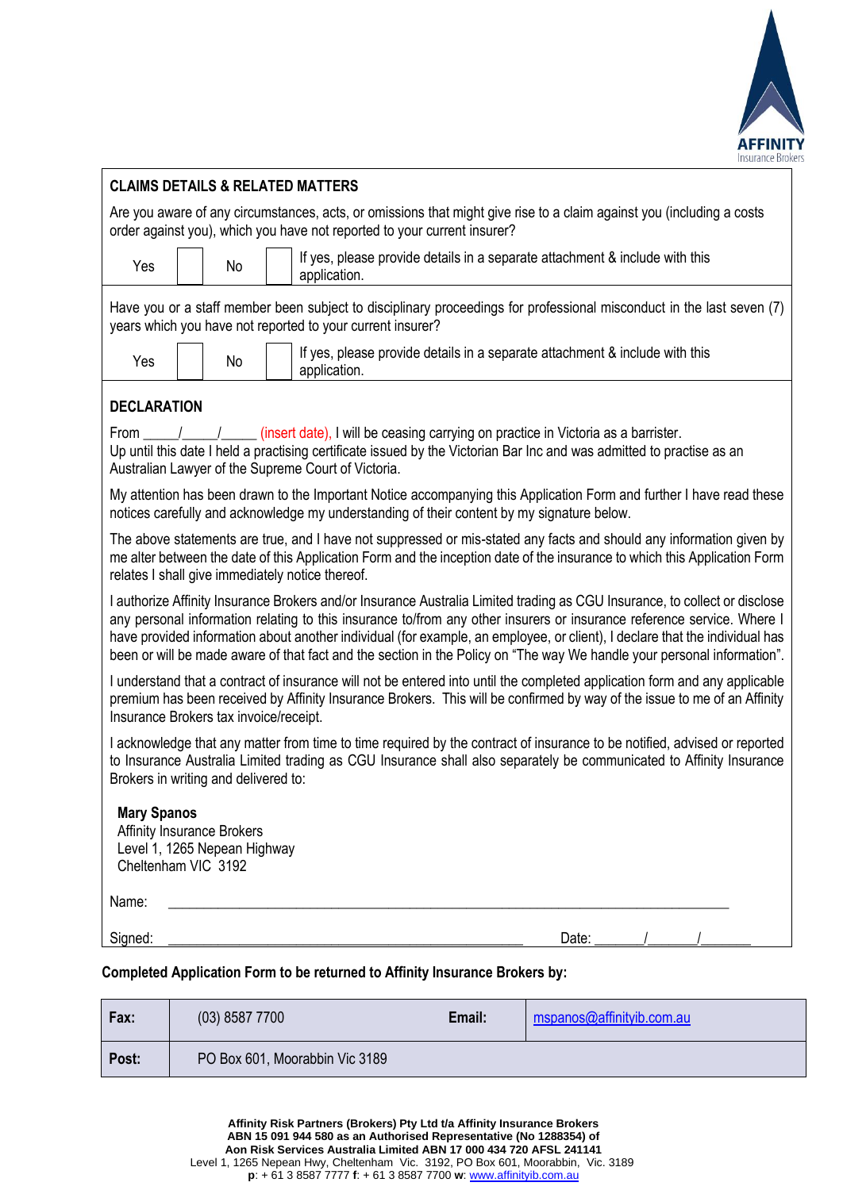## CLAIMS DETAILS & RELATED MATTERS

Are you aware of any circumstances, acts, or omissions that might give rise to a claim against you (including a costs order against you), which you have not reported to your current insurer?

Yes ☐ No ☐ If yes, please provide details in a separate attachment & include with this application.

Have you or a staff member been subject to disciplinary proceedings for professional misconduct in the last seven (7) years which you have not reported to your current insurer?

Yes ☐ No ☐ If yes, please provide details in a separate attachment & include with this application.

## DECLARATION

From _____/_____/_____ (insert date), I will be ceasing carrying on practice in Victoria as a barrister.
Up until this date I held a practising certificate issued by the Victorian Bar Inc and was admitted to practise as an Australian Lawyer of the Supreme Court of Victoria.

My attention has been drawn to the Important Notice accompanying this Application Form and further I have read these notices carefully and acknowledge my understanding of their content by my signature below.

The above statements are true, and I have not suppressed or mis-stated any facts and should any information given by me alter between the date of this Application Form and the inception date of the insurance to which this Application Form relates I shall give immediately notice thereof.

I authorize Affinity Insurance Brokers and/or Insurance Australia Limited trading as CGU Insurance, to collect or disclose any personal information relating to this insurance to/from any other insurers or insurance reference service. Where I have provided information about another individual (for example, an employee, or client), I declare that the individual has been or will be made aware of that fact and the section in the Policy on "The way We handle your personal information".

I understand that a contract of insurance will not be entered into until the completed application form and any applicable premium has been received by Affinity Insurance Brokers. This will be confirmed by way of the issue to me of an Affinity Insurance Brokers tax invoice/receipt.

I acknowledge that any matter from time to time required by the contract of insurance to be notified, advised or reported to Insurance Australia Limited trading as CGU Insurance shall also separately be communicated to Affinity Insurance Brokers in writing and delivered to:

**Mary Spanos**
Affinity Insurance Brokers
Level 1, 1265 Nepean Highway
Cheltenham VIC 3192

Name: ____________________________________________

Signed: ____________________________________ Date: _______/_______/_______

**Completed Application Form to be returned to Affinity Insurance Brokers by:**

| **Fax:** | (03) 8587 7700 | **Email:** | mspanos@affinityib.com.au |
|---|---|---|---|
| **Post:** | PO Box 601, Moorabbin Vic 3189 | | |

**Affinity Risk Partners (Brokers) Pty Ltd t/a Affinity Insurance Brokers**
**ABN 15 091 944 580 as an Authorised Representative (No 1288354) of**
**Aon Risk Services Australia Limited ABN 17 000 434 720 AFSL 241141**
Level 1, 1265 Nepean Hwy, Cheltenham Vic. 3192, PO Box 601, Moorabbin, Vic. 3189
**p**: + 61 3 8587 7777 **f**: + 61 3 8587 7700 **w**: www.affinityib.com.au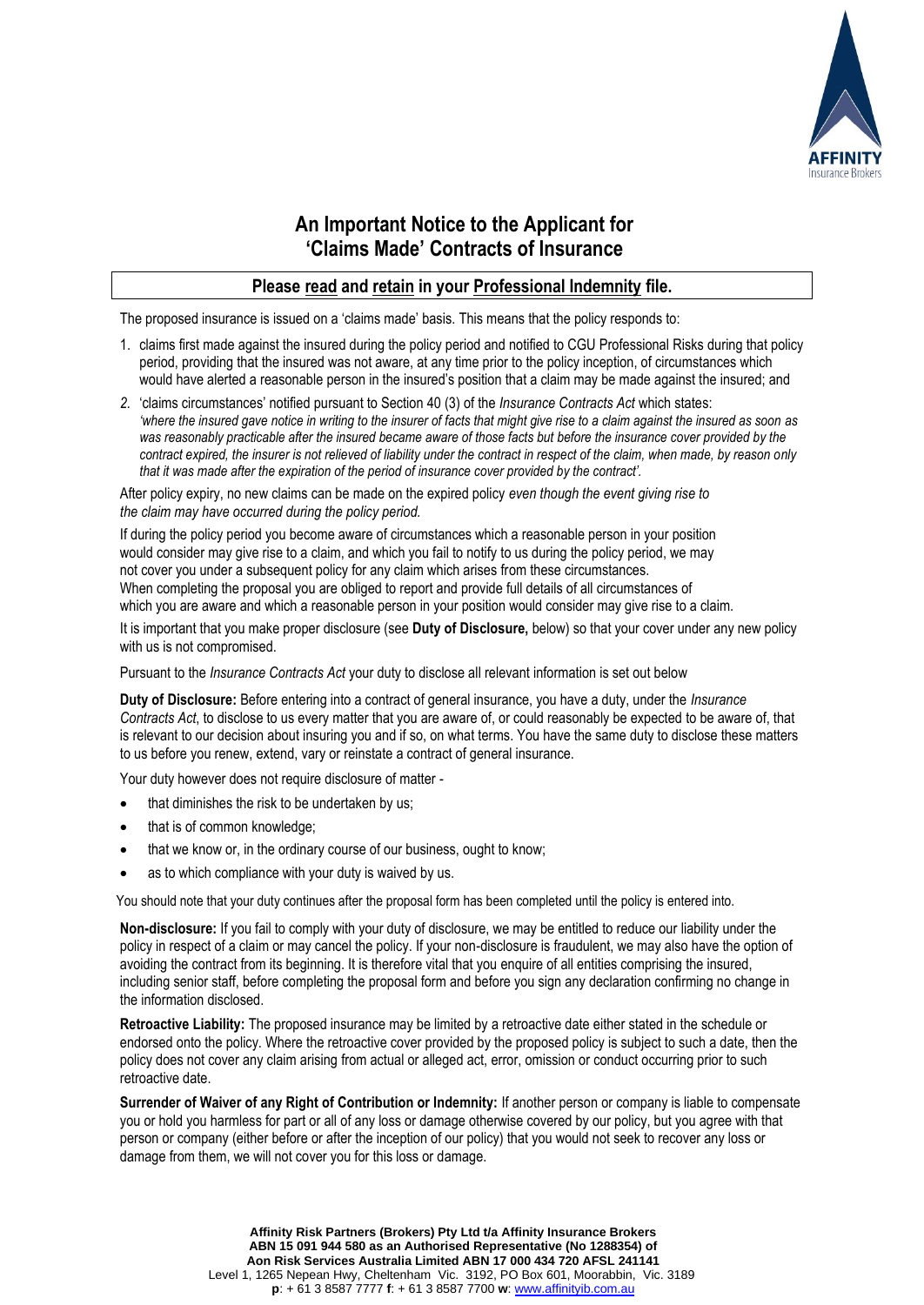# An Important Notice to the Applicant for 'Claims Made' Contracts of Insurance

**Please read and retain in your Professional Indemnity file.**

The proposed insurance is issued on a 'claims made' basis. This means that the policy responds to:

1. claims first made against the insured during the policy period and notified to CGU Professional Risks during that policy period, providing that the insured was not aware, at any time prior to the policy inception, of circumstances which would have alerted a reasonable person in the insured's position that a claim may be made against the insured; and
2. 'claims circumstances' notified pursuant to Section 40 (3) of the *Insurance Contracts Act* which states: *'where the insured gave notice in writing to the insurer of facts that might give rise to a claim against the insured as soon as was reasonably practicable after the insured became aware of those facts but before the insurance cover provided by the contract expired, the insurer is not relieved of liability under the contract in respect of the claim, when made, by reason only that it was made after the expiration of the period of insurance cover provided by the contract'.*

After policy expiry, no new claims can be made on the expired policy *even though the event giving rise to the claim may have occurred during the policy period.*

If during the policy period you become aware of circumstances which a reasonable person in your position would consider may give rise to a claim, and which you fail to notify to us during the policy period, we may not cover you under a subsequent policy for any claim which arises from these circumstances. When completing the proposal you are obliged to report and provide full details of all circumstances of which you are aware and which a reasonable person in your position would consider may give rise to a claim.

It is important that you make proper disclosure (see **Duty of Disclosure,** below) so that your cover under any new policy with us is not compromised.

Pursuant to the *Insurance Contracts Act* your duty to disclose all relevant information is set out below

**Duty of Disclosure:** Before entering into a contract of general insurance, you have a duty, under the *Insurance Contracts Act*, to disclose to us every matter that you are aware of, or could reasonably be expected to be aware of, that is relevant to our decision about insuring you and if so, on what terms. You have the same duty to disclose these matters to us before you renew, extend, vary or reinstate a contract of general insurance.

Your duty however does not require disclosure of matter -

- that diminishes the risk to be undertaken by us;
- that is of common knowledge;
- that we know or, in the ordinary course of our business, ought to know;
- as to which compliance with your duty is waived by us.

You should note that your duty continues after the proposal form has been completed until the policy is entered into.

**Non-disclosure:** If you fail to comply with your duty of disclosure, we may be entitled to reduce our liability under the policy in respect of a claim or may cancel the policy. If your non-disclosure is fraudulent, we may also have the option of avoiding the contract from its beginning. It is therefore vital that you enquire of all entities comprising the insured, including senior staff, before completing the proposal form and before you sign any declaration confirming no change in the information disclosed.

**Retroactive Liability:** The proposed insurance may be limited by a retroactive date either stated in the schedule or endorsed onto the policy. Where the retroactive cover provided by the proposed policy is subject to such a date, then the policy does not cover any claim arising from actual or alleged act, error, omission or conduct occurring prior to such retroactive date.

**Surrender of Waiver of any Right of Contribution or Indemnity:** If another person or company is liable to compensate you or hold you harmless for part or all of any loss or damage otherwise covered by our policy, but you agree with that person or company (either before or after the inception of our policy) that you would not seek to recover any loss or damage from them, we will not cover you for this loss or damage.

**Affinity Risk Partners (Brokers) Pty Ltd t/a Affinity Insurance Brokers**
**ABN 15 091 944 580 as an Authorised Representative (No 1288354) of**
**Aon Risk Services Australia Limited ABN 17 000 434 720 AFSL 241141**
Level 1, 1265 Nepean Hwy, Cheltenham Vic. 3192, PO Box 601, Moorabbin, Vic. 3189
**p**: + 61 3 8587 7777 **f**: + 61 3 8587 7700 **w**: www.affinityib.com.au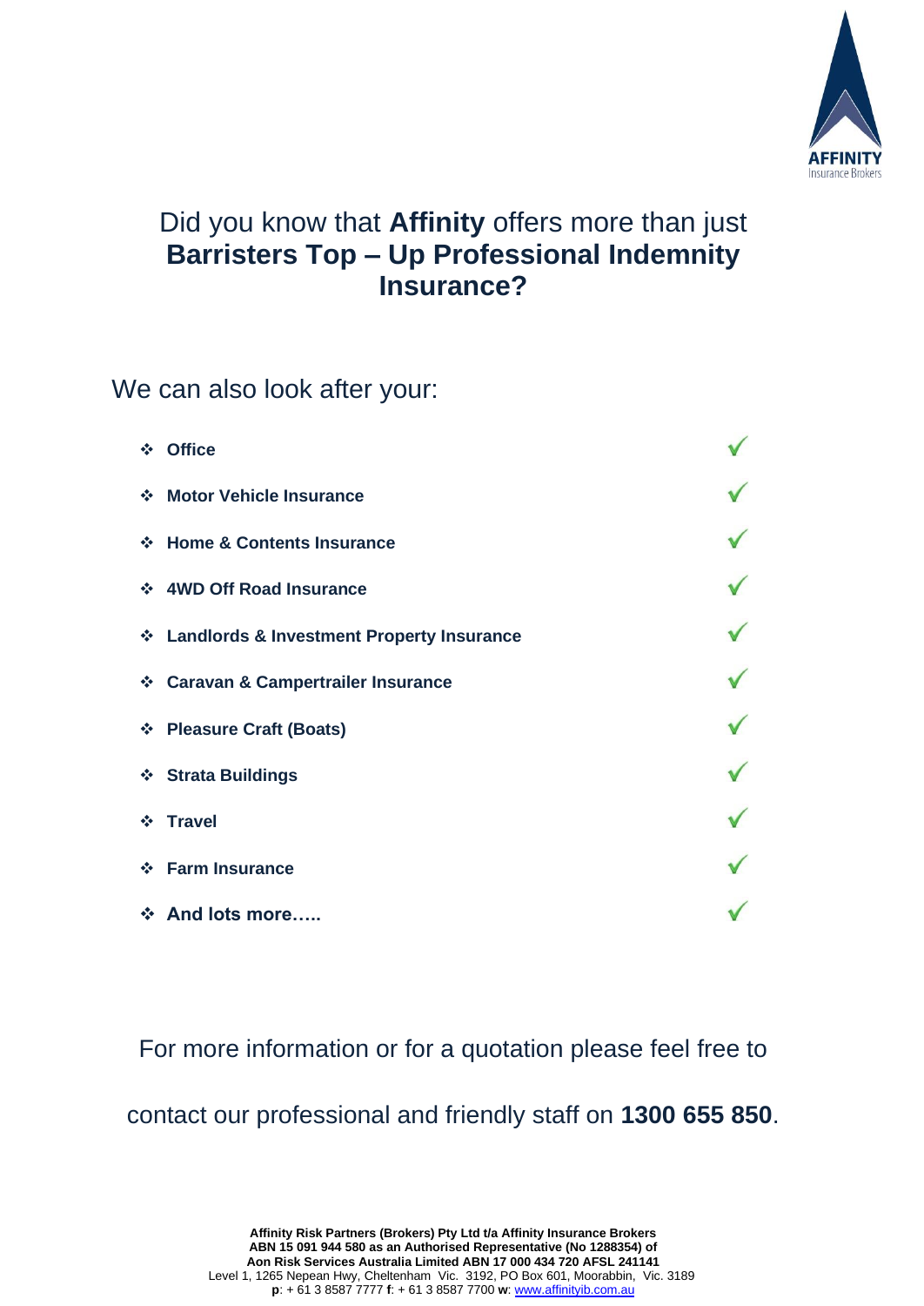AFFINITY
Insurance Brokers

# Did you know that **Affinity** offers more than just **Barristers Top – Up Professional Indemnity Insurance?**

We can also look after your:

- **Office** ✓
- **Motor Vehicle Insurance** ✓
- **Home & Contents Insurance** ✓
- **4WD Off Road Insurance** ✓
- **Landlords & Investment Property Insurance** ✓
- **Caravan & Campertrailer Insurance** ✓
- **Pleasure Craft (Boats)** ✓
- **Strata Buildings** ✓
- **Travel** ✓
- **Farm Insurance** ✓
- **And lots more…..** ✓

For more information or for a quotation please feel free to

contact our professional and friendly staff on **1300 655 850**.

**Affinity Risk Partners (Brokers) Pty Ltd t/a Affinity Insurance Brokers**
**ABN 15 091 944 580 as an Authorised Representative (No 1288354) of**
**Aon Risk Services Australia Limited ABN 17 000 434 720 AFSL 241141**
Level 1, 1265 Nepean Hwy, Cheltenham Vic. 3192, PO Box 601, Moorabbin, Vic. 3189
**p**: + 61 3 8587 7777 **f**: + 61 3 8587 7700 **w**: www.affinityib.com.au